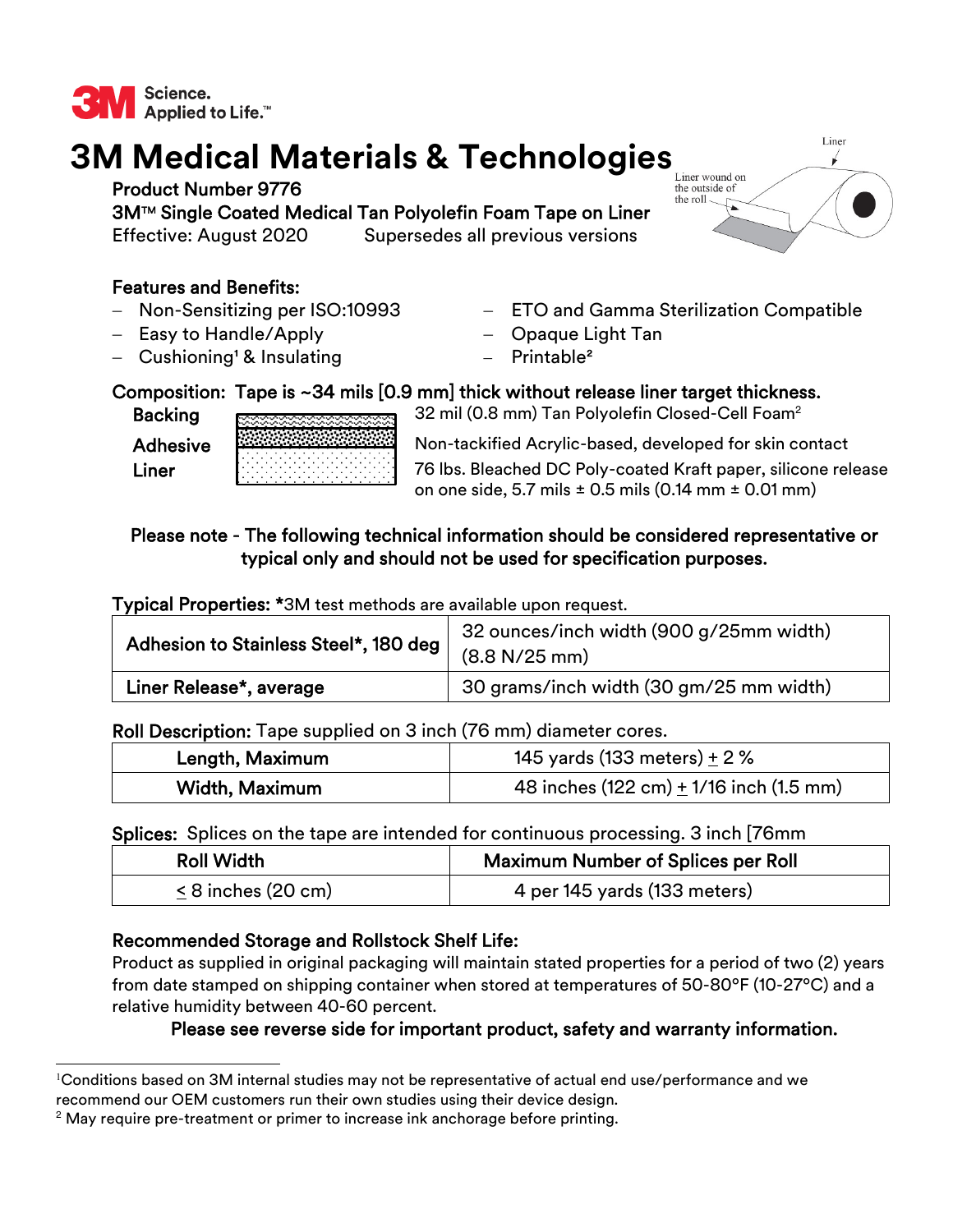3M Science. Applied to Life.™

# 3M Medical Materials & Technologies

**Product Number 9776**

**3M™ Single Coated Medical Tan Polyolefin Foam Tape on Liner**

Effective: August 2020 Supersedes all previous versions

Liner

Liner wound on the outside of the roll

## Features and Benefits:

- Non-Sensitizing per ISO:10993
- Easy to Handle/Apply
- Cushioning[1] & Insulating
- ETO and Gamma Sterilization Compatible
- Opaque Light Tan
- Printable[2]

**Composition: Tape is ~34 mils [0.9 mm] thick without release liner target thickness.**

| | |
|---|---|
| **Backing** | 32 mil (0.8 mm) Tan Polyolefin Closed-Cell Foam[2] |
| **Adhesive** | Non-tackified Acrylic-based, developed for skin contact |
| **Liner** | 76 lbs. Bleached DC Poly-coated Kraft paper, silicone release on one side, 5.7 mils ± 0.5 mils (0.14 mm ± 0.01 mm) |

**Please note - The following technical information should be considered representative or typical only and should not be used for specification purposes.**

**Typical Properties:** *3M test methods are available upon request.

| | |
|---|---|
| **Adhesion to Stainless Steel*, 180 deg** | 32 ounces/inch width (900 g/25mm width) (8.8 N/25 mm) |
| **Liner Release*, average** | 30 grams/inch width (30 gm/25 mm width) |

**Roll Description:** Tape supplied on 3 inch (76 mm) diameter cores.

| | |
|---|---|
| **Length, Maximum** | 145 yards (133 meters) ± 2 % |
| **Width, Maximum** | 48 inches (122 cm) ± 1/16 inch (1.5 mm) |

**Splices:** Splices on the tape are intended for continuous processing. 3 inch [76mm

| Roll Width | Maximum Number of Splices per Roll |
|---|---|
| ≤ 8 inches (20 cm) | 4 per 145 yards (133 meters) |

**Recommended Storage and Rollstock Shelf Life:**

Product as supplied in original packaging will maintain stated properties for a period of two (2) years from date stamped on shipping container when stored at temperatures of 50-80°F (10-27°C) and a relative humidity between 40-60 percent.

**Please see reverse side for important product, safety and warranty information.**

---

[1] Conditions based on 3M internal studies may not be representative of actual end use/performance and we recommend our OEM customers run their own studies using their device design.

[2] May require pre-treatment or primer to increase ink anchorage before printing.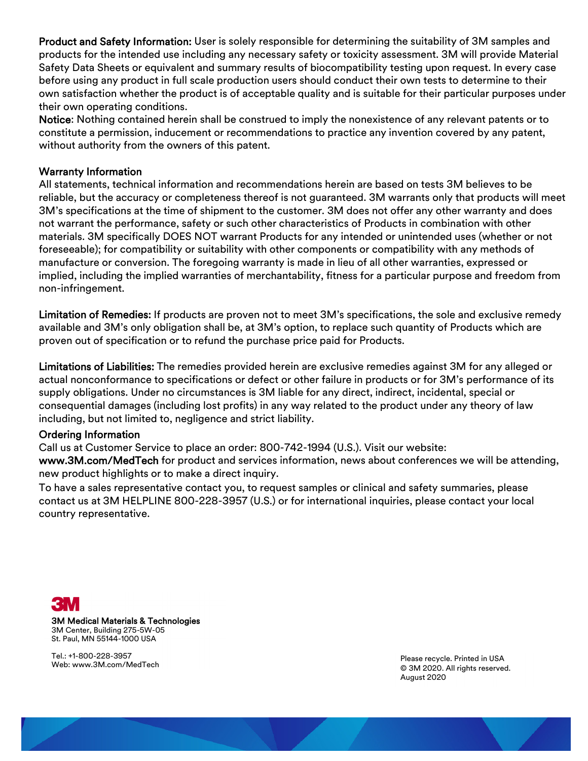**Product and Safety Information:** User is solely responsible for determining the suitability of 3M samples and products for the intended use including any necessary safety or toxicity assessment. 3M will provide Material Safety Data Sheets or equivalent and summary results of biocompatibility testing upon request. In every case before using any product in full scale production users should conduct their own tests to determine to their own satisfaction whether the product is of acceptable quality and is suitable for their particular purposes under their own operating conditions.

**Notice**: Nothing contained herein shall be construed to imply the nonexistence of any relevant patents or to constitute a permission, inducement or recommendations to practice any invention covered by any patent, without authority from the owners of this patent.

## Warranty Information

All statements, technical information and recommendations herein are based on tests 3M believes to be reliable, but the accuracy or completeness thereof is not guaranteed. 3M warrants only that products will meet 3M's specifications at the time of shipment to the customer. 3M does not offer any other warranty and does not warrant the performance, safety or such other characteristics of Products in combination with other materials. 3M specifically DOES NOT warrant Products for any intended or unintended uses (whether or not foreseeable); for compatibility or suitability with other components or compatibility with any methods of manufacture or conversion. The foregoing warranty is made in lieu of all other warranties, expressed or implied, including the implied warranties of merchantability, fitness for a particular purpose and freedom from non-infringement.

**Limitation of Remedies:** If products are proven not to meet 3M's specifications, the sole and exclusive remedy available and 3M's only obligation shall be, at 3M's option, to replace such quantity of Products which are proven out of specification or to refund the purchase price paid for Products.

**Limitations of Liabilities:** The remedies provided herein are exclusive remedies against 3M for any alleged or actual nonconformance to specifications or defect or other failure in products or for 3M's performance of its supply obligations. Under no circumstances is 3M liable for any direct, indirect, incidental, special or consequential damages (including lost profits) in any way related to the product under any theory of law including, but not limited to, negligence and strict liability.

## Ordering Information

Call us at Customer Service to place an order: 800-742-1994 (U.S.). Visit our website: **www.3M.com/MedTech** for product and services information, news about conferences we will be attending, new product highlights or to make a direct inquiry.

To have a sales representative contact you, to request samples or clinical and safety summaries, please contact us at 3M HELPLINE 800-228-3957 (U.S.) or for international inquiries, please contact your local country representative.

3M

**3M Medical Materials & Technologies**
3M Center, Building 275-5W-05
St. Paul, MN 55144-1000 USA

Tel.: +1-800-228-3957
Web: www.3M.com/MedTech

Please recycle. Printed in USA
© 3M 2020. All rights reserved.
August 2020